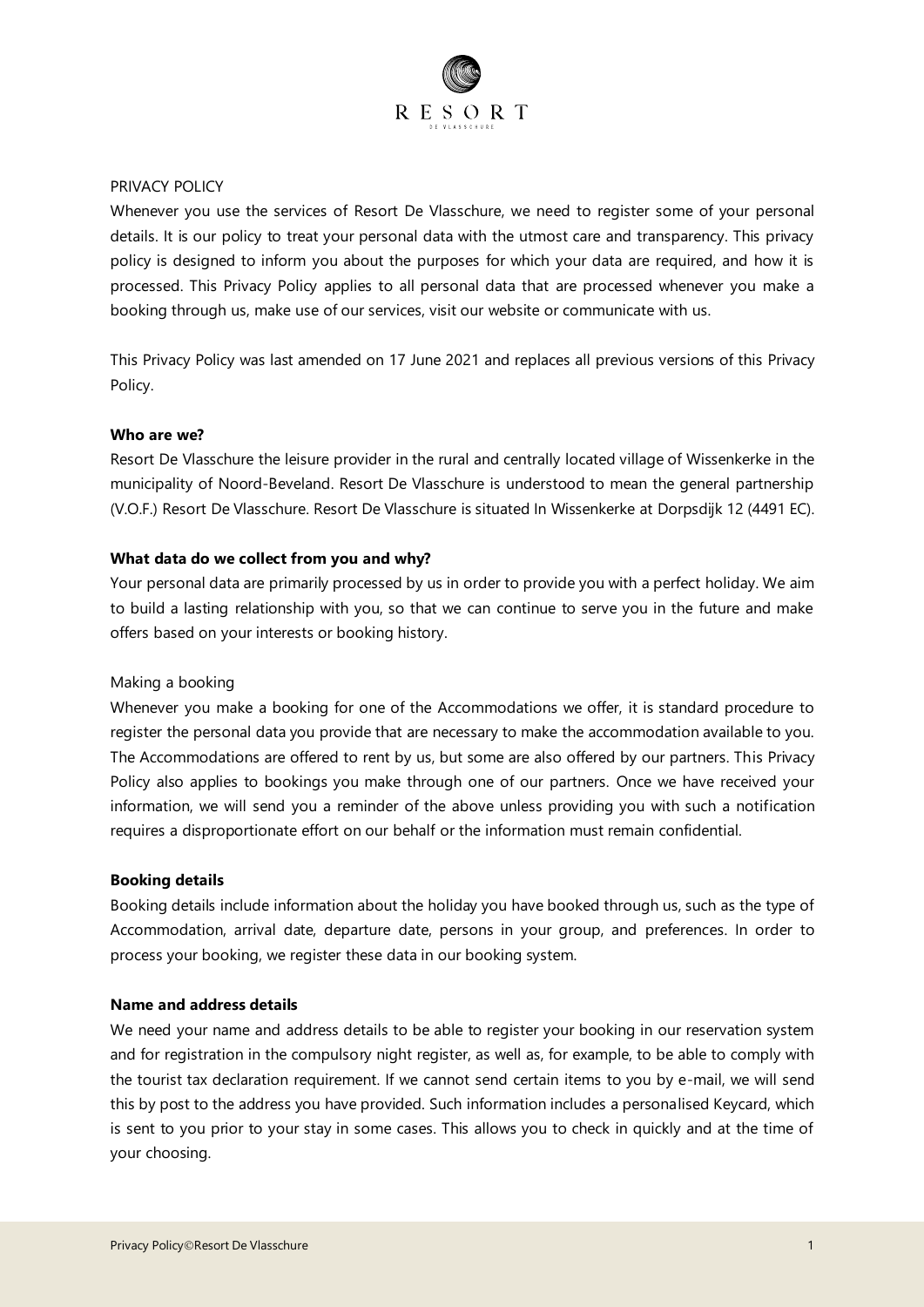# PRIVACY POLICY

Whenever you use the services of Resort De Vlasschure, we need to register some of your personal details. It is our policy to treat your personal data with the utmost care and transparency. This privacy policy is designed to inform you about the purposes for which your data are required, and how it is processed. This Privacy Policy applies to all personal data that are processed whenever you make a booking through us, make use of our services, visit our website or communicate with us.

This Privacy Policy was last amended on 17 June 2021 and replaces all previous versions of this Privacy Policy.

## Who are we?

Resort De Vlasschure the leisure provider in the rural and centrally located village of Wissenkerke in the municipality of Noord-Beveland. Resort De Vlasschure is understood to mean the general partnership (V.O.F.) Resort De Vlasschure. Resort De Vlasschure is situated In Wissenkerke at Dorpsdijk 12 (4491 EC).

## What data do we collect from you and why?

Your personal data are primarily processed by us in order to provide you with a perfect holiday. We aim to build a lasting relationship with you, so that we can continue to serve you in the future and make offers based on your interests or booking history.

### Making a booking

Whenever you make a booking for one of the Accommodations we offer, it is standard procedure to register the personal data you provide that are necessary to make the accommodation available to you. The Accommodations are offered to rent by us, but some are also offered by our partners. This Privacy Policy also applies to bookings you make through one of our partners. Once we have received your information, we will send you a reminder of the above unless providing you with such a notification requires a disproportionate effort on our behalf or the information must remain confidential.

### Booking details

Booking details include information about the holiday you have booked through us, such as the type of Accommodation, arrival date, departure date, persons in your group, and preferences. In order to process your booking, we register these data in our booking system.

### Name and address details

We need your name and address details to be able to register your booking in our reservation system and for registration in the compulsory night register, as well as, for example, to be able to comply with the tourist tax declaration requirement. If we cannot send certain items to you by e-mail, we will send this by post to the address you have provided. Such information includes a personalised Keycard, which is sent to you prior to your stay in some cases. This allows you to check in quickly and at the time of your choosing.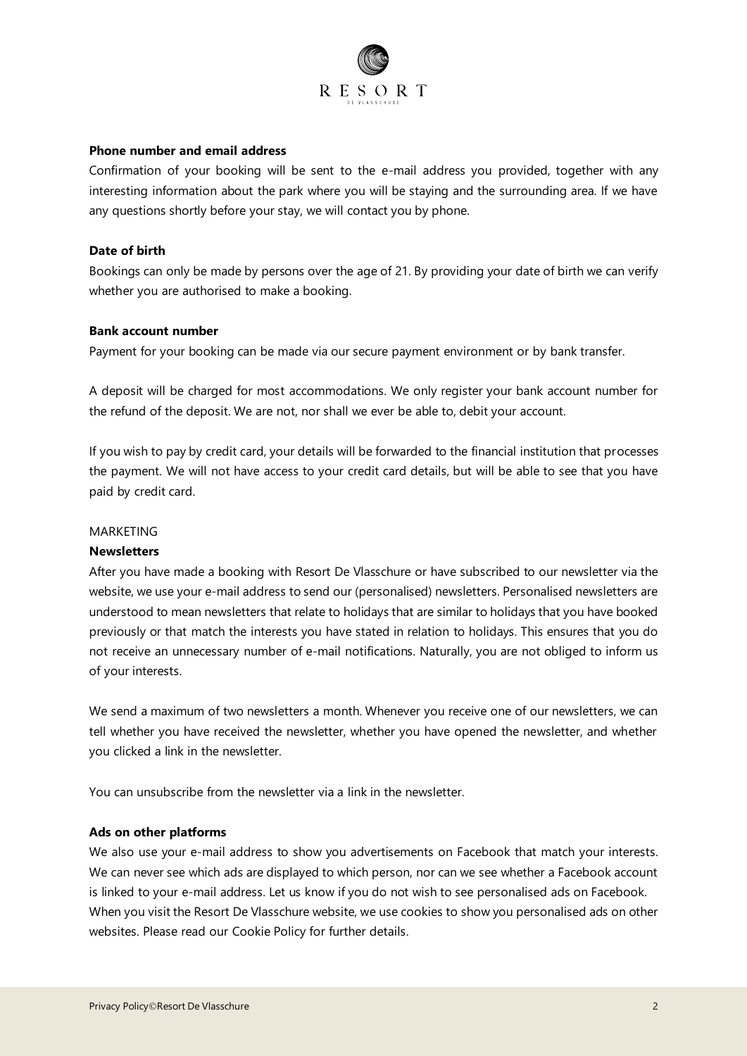**Phone number and email address**

Confirmation of your booking will be sent to the e-mail address you provided, together with any interesting information about the park where you will be staying and the surrounding area. If we have any questions shortly before your stay, we will contact you by phone.

**Date of birth**

Bookings can only be made by persons over the age of 21. By providing your date of birth we can verify whether you are authorised to make a booking.

**Bank account number**

Payment for your booking can be made via our secure payment environment or by bank transfer.

A deposit will be charged for most accommodations. We only register your bank account number for the refund of the deposit. We are not, nor shall we ever be able to, debit your account.

If you wish to pay by credit card, your details will be forwarded to the financial institution that processes the payment. We will not have access to your credit card details, but will be able to see that you have paid by credit card.

MARKETING

**Newsletters**

After you have made a booking with Resort De Vlasschure or have subscribed to our newsletter via the website, we use your e-mail address to send our (personalised) newsletters. Personalised newsletters are understood to mean newsletters that relate to holidays that are similar to holidays that you have booked previously or that match the interests you have stated in relation to holidays. This ensures that you do not receive an unnecessary number of e-mail notifications. Naturally, you are not obliged to inform us of your interests.

We send a maximum of two newsletters a month. Whenever you receive one of our newsletters, we can tell whether you have received the newsletter, whether you have opened the newsletter, and whether you clicked a link in the newsletter.

You can unsubscribe from the newsletter via a link in the newsletter.

**Ads on other platforms**

We also use your e-mail address to show you advertisements on Facebook that match your interests. We can never see which ads are displayed to which person, nor can we see whether a Facebook account is linked to your e-mail address. Let us know if you do not wish to see personalised ads on Facebook. When you visit the Resort De Vlasschure website, we use cookies to show you personalised ads on other websites. Please read our Cookie Policy for further details.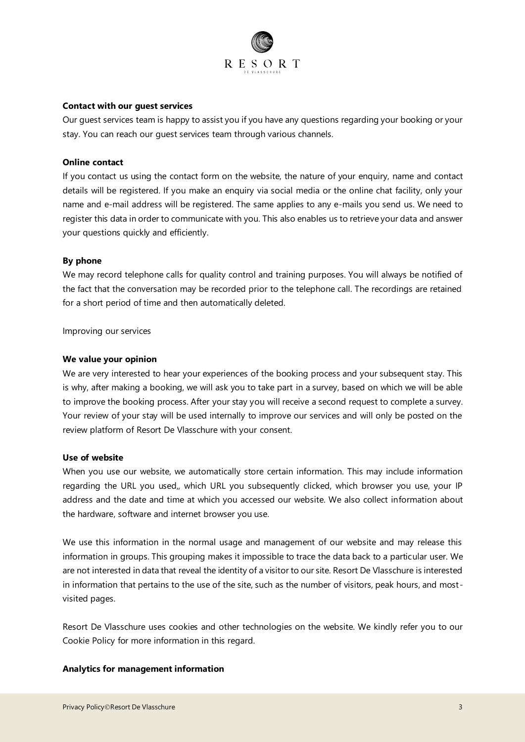**Contact with our guest services**

Our guest services team is happy to assist you if you have any questions regarding your booking or your stay. You can reach our guest services team through various channels.

**Online contact**

If you contact us using the contact form on the website, the nature of your enquiry, name and contact details will be registered. If you make an enquiry via social media or the online chat facility, only your name and e-mail address will be registered. The same applies to any e-mails you send us. We need to register this data in order to communicate with you. This also enables us to retrieve your data and answer your questions quickly and efficiently.

**By phone**

We may record telephone calls for quality control and training purposes. You will always be notified of the fact that the conversation may be recorded prior to the telephone call. The recordings are retained for a short period of time and then automatically deleted.

Improving our services

**We value your opinion**

We are very interested to hear your experiences of the booking process and your subsequent stay. This is why, after making a booking, we will ask you to take part in a survey, based on which we will be able to improve the booking process. After your stay you will receive a second request to complete a survey. Your review of your stay will be used internally to improve our services and will only be posted on the review platform of Resort De Vlasschure with your consent.

**Use of website**

When you use our website, we automatically store certain information. This may include information regarding the URL you used,, which URL you subsequently clicked, which browser you use, your IP address and the date and time at which you accessed our website. We also collect information about the hardware, software and internet browser you use.

We use this information in the normal usage and management of our website and may release this information in groups. This grouping makes it impossible to trace the data back to a particular user. We are not interested in data that reveal the identity of a visitor to our site. Resort De Vlasschure is interested in information that pertains to the use of the site, such as the number of visitors, peak hours, and most-visited pages.

Resort De Vlasschure uses cookies and other technologies on the website. We kindly refer you to our Cookie Policy for more information in this regard.

**Analytics for management information**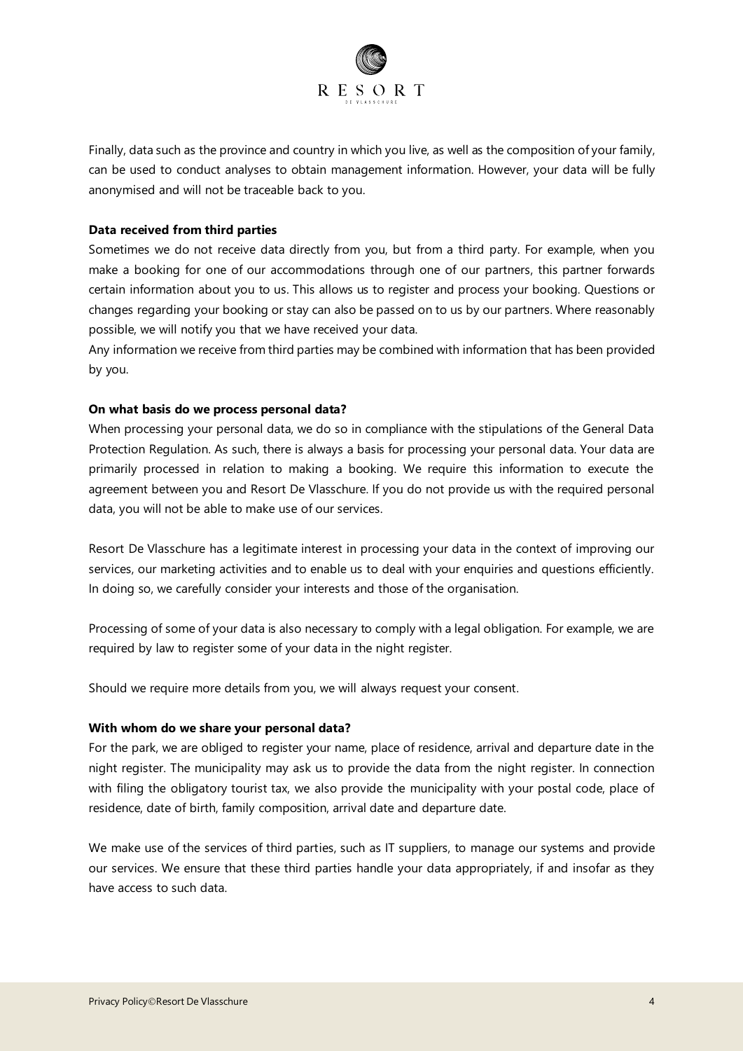Finally, data such as the province and country in which you live, as well as the composition of your family, can be used to conduct analyses to obtain management information. However, your data will be fully anonymised and will not be traceable back to you.

**Data received from third parties**

Sometimes we do not receive data directly from you, but from a third party. For example, when you make a booking for one of our accommodations through one of our partners, this partner forwards certain information about you to us. This allows us to register and process your booking. Questions or changes regarding your booking or stay can also be passed on to us by our partners. Where reasonably possible, we will notify you that we have received your data.
Any information we receive from third parties may be combined with information that has been provided by you.

**On what basis do we process personal data?**

When processing your personal data, we do so in compliance with the stipulations of the General Data Protection Regulation. As such, there is always a basis for processing your personal data. Your data are primarily processed in relation to making a booking. We require this information to execute the agreement between you and Resort De Vlasschure. If you do not provide us with the required personal data, you will not be able to make use of our services.

Resort De Vlasschure has a legitimate interest in processing your data in the context of improving our services, our marketing activities and to enable us to deal with your enquiries and questions efficiently. In doing so, we carefully consider your interests and those of the organisation.

Processing of some of your data is also necessary to comply with a legal obligation. For example, we are required by law to register some of your data in the night register.

Should we require more details from you, we will always request your consent.

**With whom do we share your personal data?**

For the park, we are obliged to register your name, place of residence, arrival and departure date in the night register. The municipality may ask us to provide the data from the night register. In connection with filing the obligatory tourist tax, we also provide the municipality with your postal code, place of residence, date of birth, family composition, arrival date and departure date.

We make use of the services of third parties, such as IT suppliers, to manage our systems and provide our services. We ensure that these third parties handle your data appropriately, if and insofar as they have access to such data.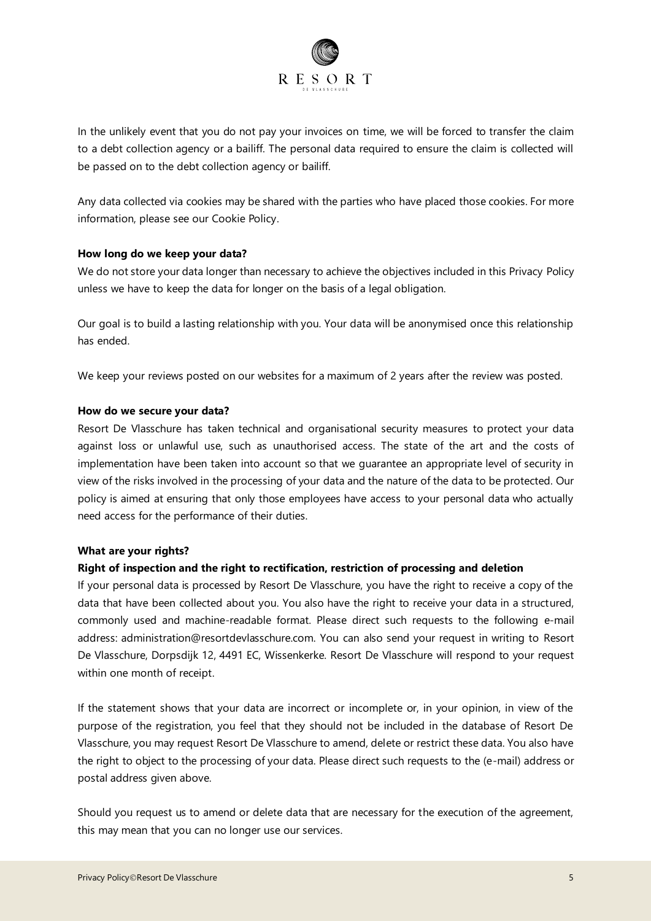In the unlikely event that you do not pay your invoices on time, we will be forced to transfer the claim to a debt collection agency or a bailiff. The personal data required to ensure the claim is collected will be passed on to the debt collection agency or bailiff.

Any data collected via cookies may be shared with the parties who have placed those cookies. For more information, please see our Cookie Policy.

**How long do we keep your data?**

We do not store your data longer than necessary to achieve the objectives included in this Privacy Policy unless we have to keep the data for longer on the basis of a legal obligation.

Our goal is to build a lasting relationship with you. Your data will be anonymised once this relationship has ended.

We keep your reviews posted on our websites for a maximum of 2 years after the review was posted.

**How do we secure your data?**

Resort De Vlasschure has taken technical and organisational security measures to protect your data against loss or unlawful use, such as unauthorised access. The state of the art and the costs of implementation have been taken into account so that we guarantee an appropriate level of security in view of the risks involved in the processing of your data and the nature of the data to be protected. Our policy is aimed at ensuring that only those employees have access to your personal data who actually need access for the performance of their duties.

**What are your rights?**

**Right of inspection and the right to rectification, restriction of processing and deletion**

If your personal data is processed by Resort De Vlasschure, you have the right to receive a copy of the data that have been collected about you. You also have the right to receive your data in a structured, commonly used and machine-readable format. Please direct such requests to the following e-mail address: administration@resortdevlasschure.com. You can also send your request in writing to Resort De Vlasschure, Dorpsdijk 12, 4491 EC, Wissenkerke. Resort De Vlasschure will respond to your request within one month of receipt.

If the statement shows that your data are incorrect or incomplete or, in your opinion, in view of the purpose of the registration, you feel that they should not be included in the database of Resort De Vlasschure, you may request Resort De Vlasschure to amend, delete or restrict these data. You also have the right to object to the processing of your data. Please direct such requests to the (e-mail) address or postal address given above.

Should you request us to amend or delete data that are necessary for the execution of the agreement, this may mean that you can no longer use our services.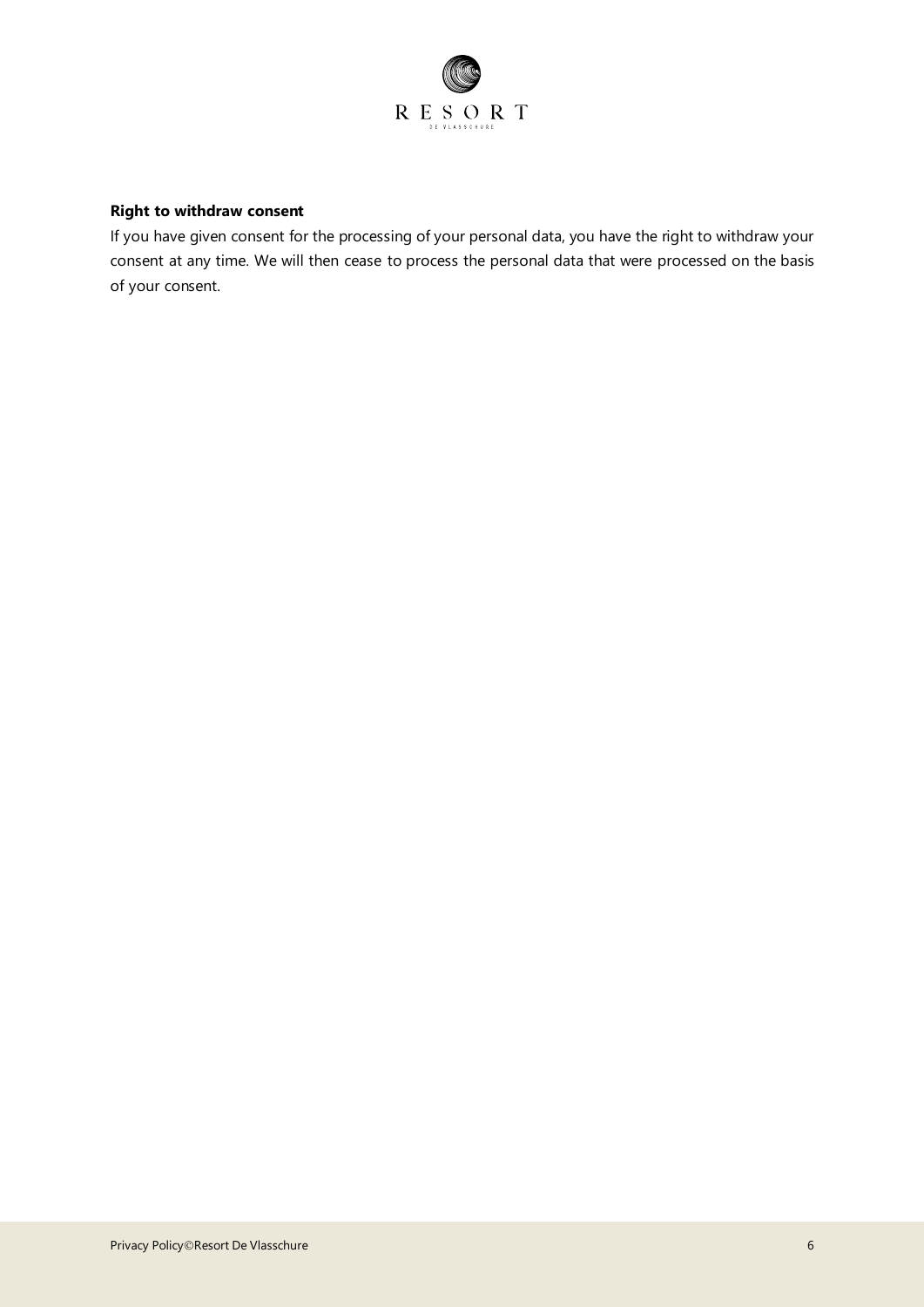**Right to withdraw consent**

If you have given consent for the processing of your personal data, you have the right to withdraw your consent at any time. We will then cease to process the personal data that were processed on the basis of your consent.